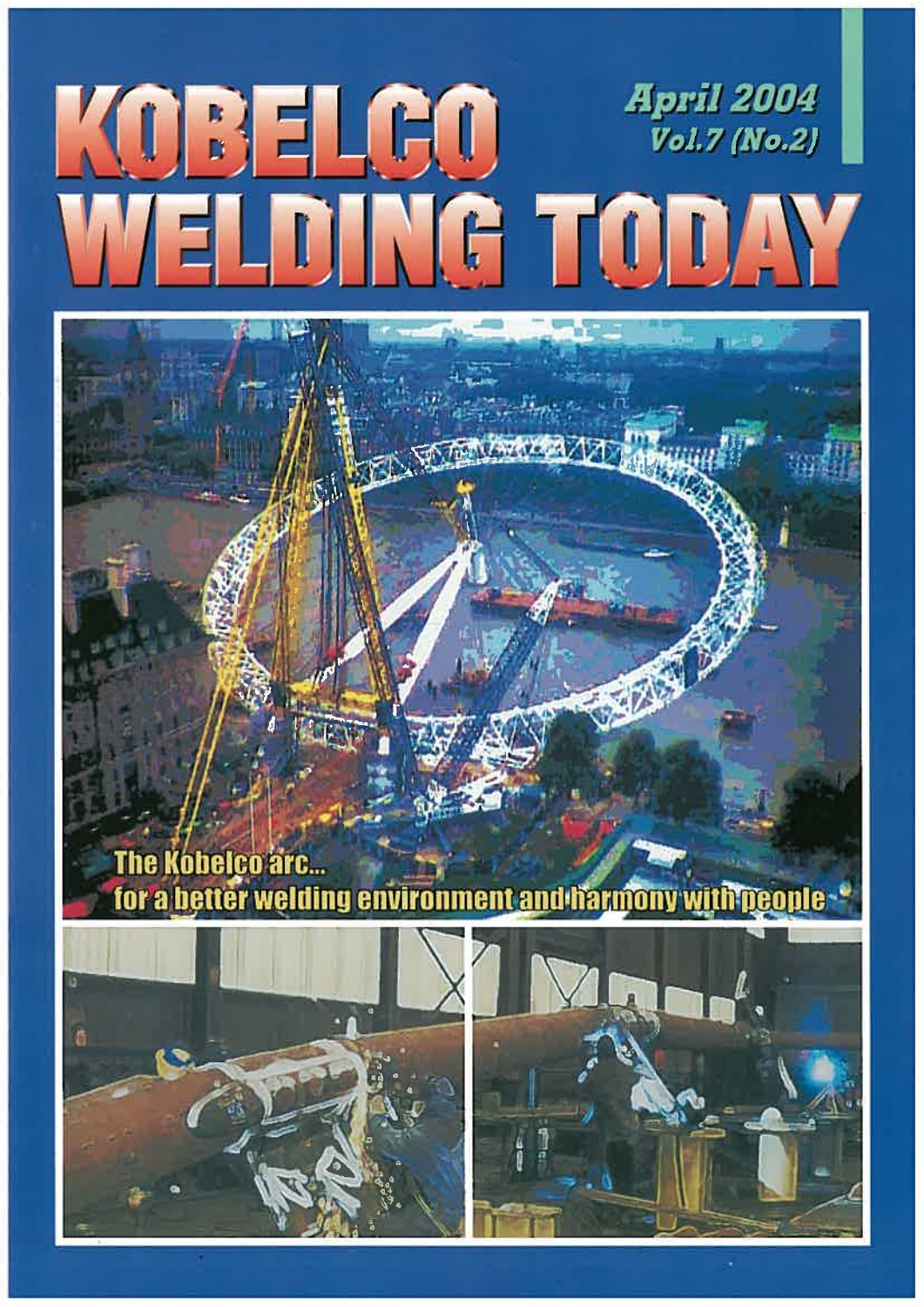# KOBELCO WELDING TODAY

**April 2004**
**Vol.7 (No.2)**

The Kobelco arc...
for a better welding environment and harmony with people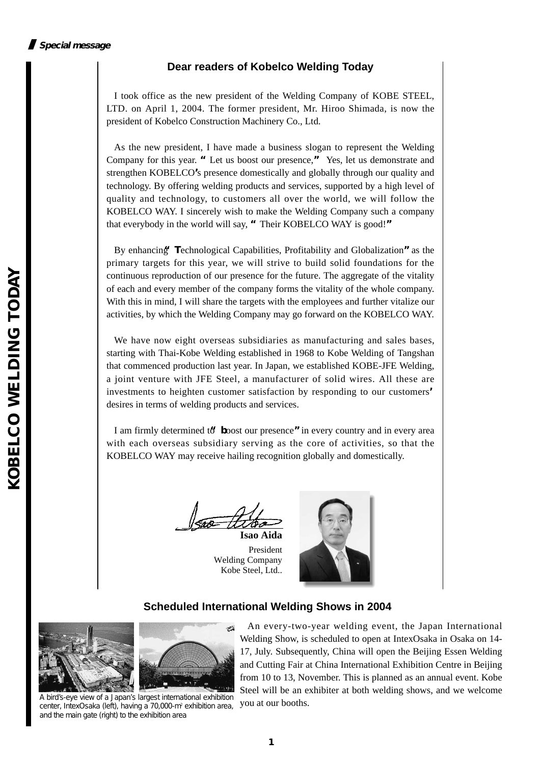*Special message*

## Dear readers of Kobelco Welding Today

I took office as the new president of the Welding Company of KOBE STEEL, LTD. on April 1, 2004. The former president, Mr. Hiroo Shimada, is now the president of Kobelco Construction Machinery Co., Ltd.

As the new president, I have made a business slogan to represent the Welding Company for this year. "Let us boost our presence," Yes, let us demonstrate and strengthen KOBELCO's presence domestically and globally through our quality and technology. By offering welding products and services, supported by a high level of quality and technology, to customers all over the world, we will follow the KOBELCO WAY. I sincerely wish to make the Welding Company such a company that everybody in the world will say, "Their KOBELCO WAY is good!"

By enhancing "Technological Capabilities, Profitability and Globalization" as the primary targets for this year, we will strive to build solid foundations for the continuous reproduction of our presence for the future. The aggregate of the vitality of each and every member of the company forms the vitality of the whole company. With this in mind, I will share the targets with the employees and further vitalize our activities, by which the Welding Company may go forward on the KOBELCO WAY.

We have now eight overseas subsidiaries as manufacturing and sales bases, starting with Thai-Kobe Welding established in 1968 to Kobe Welding of Tangshan that commenced production last year. In Japan, we established KOBE-JFE Welding, a joint venture with JFE Steel, a manufacturer of solid wires. All these are investments to heighten customer satisfaction by responding to our customers' desires in terms of welding products and services.

I am firmly determined to "boost our presence" in every country and in every area with each overseas subsidiary serving as the core of activities, so that the KOBELCO WAY may receive hailing recognition globally and domestically.

**Isao Aida**
President
Welding Company
Kobe Steel, Ltd..

## Scheduled International Welding Shows in 2004

A bird's-eye view of a Japan's largest international exhibition center, IntexOsaka (left), having a 70,000-m[2] exhibition area, and the main gate (right) to the exhibition area

An every-two-year welding event, the Japan International Welding Show, is scheduled to open at IntexOsaka in Osaka on 14-17, July. Subsequently, China will open the Beijing Essen Welding and Cutting Fair at China International Exhibition Centre in Beijing from 10 to 13, November. This is planned as an annual event. Kobe Steel will be an exhibiter at both welding shows, and we welcome you at our booths.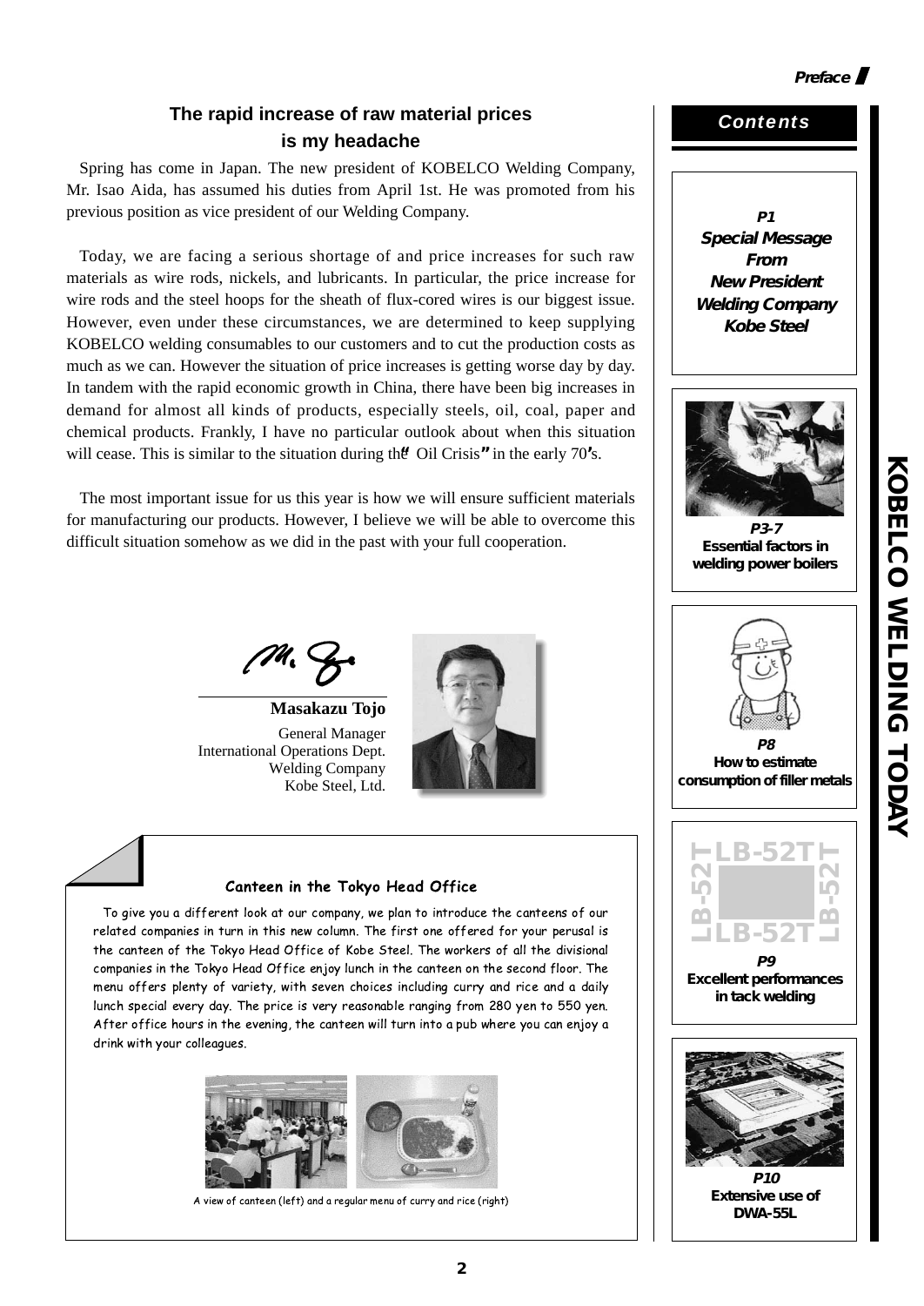## The rapid increase of raw material prices is my headache

Spring has come in Japan. The new president of KOBELCO Welding Company, Mr. Isao Aida, has assumed his duties from April 1st. He was promoted from his previous position as vice president of our Welding Company.

Today, we are facing a serious shortage of and price increases for such raw materials as wire rods, nickels, and lubricants. In particular, the price increase for wire rods and the steel hoops for the sheath of flux-cored wires is our biggest issue. However, even under these circumstances, we are determined to keep supplying KOBELCO welding consumables to our customers and to cut the production costs as much as we can. However the situation of price increases is getting worse day by day. In tandem with the rapid economic growth in China, there have been big increases in demand for almost all kinds of products, especially steels, oil, coal, paper and chemical products. Frankly, I have no particular outlook about when this situation will cease. This is similar to the situation during the "Oil Crisis" in the early 70's.

The most important issue for us this year is how we will ensure sufficient materials for manufacturing our products. However, I believe we will be able to overcome this difficult situation somehow as we did in the past with your full cooperation.

**Masakazu Tojo**
General Manager
International Operations Dept.
Welding Company
Kobe Steel, Ltd.

### Canteen in the Tokyo Head Office

To give you a different look at our company, we plan to introduce the canteens of our related companies in turn in this new column. The first one offered for your perusal is the canteen of the Tokyo Head Office of Kobe Steel. The workers of all the divisional companies in the Tokyo Head Office enjoy lunch in the canteen on the second floor. The menu offers plenty of variety, with seven choices including curry and rice and a daily lunch special every day. The price is very reasonable ranging from 280 yen to 550 yen. After office hours in the evening, the canteen will turn into a pub where you can enjoy a drink with your colleagues.

A view of canteen (left) and a regular menu of curry and rice (right)

## Contents

**P1**
***Special Message From New President Welding Company Kobe Steel***

**P3-7**
**Essential factors in welding power boilers**

**P8**
**How to estimate consumption of filler metals**

**P9**
**Excellent performances in tack welding**

**P10**
**Extensive use of DWA-55L**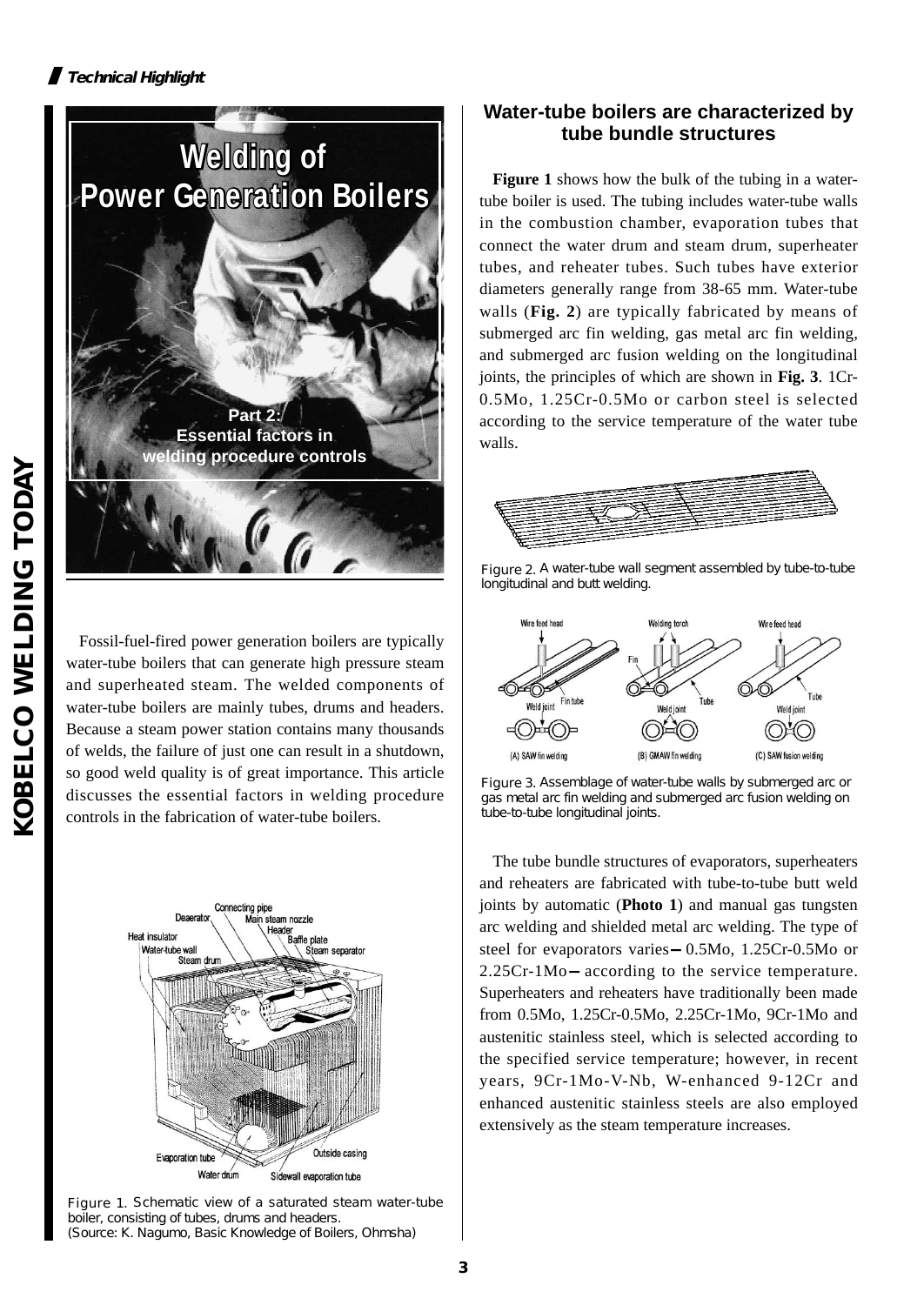# Welding of Power Generation Boilers

**Part 2: Essential factors in welding procedure controls**

Fossil-fuel-fired power generation boilers are typically water-tube boilers that can generate high pressure steam and superheated steam. The welded components of water-tube boilers are mainly tubes, drums and headers. Because a steam power station contains many thousands of welds, the failure of just one can result in a shutdown, so good weld quality is of great importance. This article discusses the essential factors in welding procedure controls in the fabrication of water-tube boilers.

Figure 1. Schematic view of a saturated steam water-tube boiler, consisting of tubes, drums and headers. (Source: K. Nagumo, Basic Knowledge of Boilers, Ohmsha)

## Water-tube boilers are characterized by tube bundle structures

**Figure 1** shows how the bulk of the tubing in a water-tube boiler is used. The tubing includes water-tube walls in the combustion chamber, evaporation tubes that connect the water drum and steam drum, superheater tubes, and reheater tubes. Such tubes have exterior diameters generally range from 38-65 mm. Water-tube walls (**Fig. 2**) are typically fabricated by means of submerged arc fin welding, gas metal arc fin welding, and submerged arc fusion welding on the longitudinal joints, the principles of which are shown in **Fig. 3**. 1Cr-0.5Mo, 1.25Cr-0.5Mo or carbon steel is selected according to the service temperature of the water tube walls.

Figure 2. A water-tube wall segment assembled by tube-to-tube longitudinal and butt welding.

Figure 3. Assemblage of water-tube walls by submerged arc or gas metal arc fin welding and submerged arc fusion welding on tube-to-tube longitudinal joints.

The tube bundle structures of evaporators, superheaters and reheaters are fabricated with tube-to-tube butt weld joints by automatic (**Photo 1**) and manual gas tungsten arc welding and shielded metal arc welding. The type of steel for evaporators varies—0.5Mo, 1.25Cr-0.5Mo or 2.25Cr-1Mo—according to the service temperature. Superheaters and reheaters have traditionally been made from 0.5Mo, 1.25Cr-0.5Mo, 2.25Cr-1Mo, 9Cr-1Mo and austenitic stainless steel, which is selected according to the specified service temperature; however, in recent years, 9Cr-1Mo-V-Nb, W-enhanced 9-12Cr and enhanced austenitic stainless steels are also employed extensively as the steam temperature increases.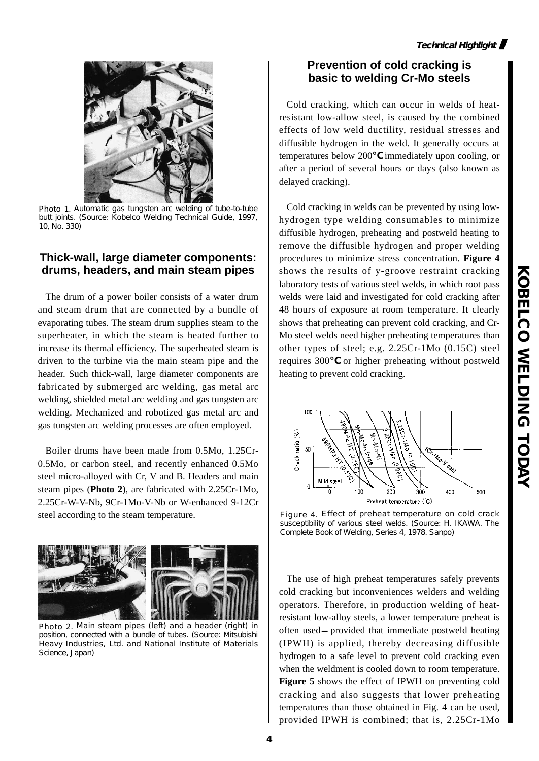Photo 1. Automatic gas tungsten arc welding of tube-to-tube butt joints. (Source: Kobelco Welding Technical Guide, 1997, 10, No. 330)

## Thick-wall, large diameter components: drums, headers, and main steam pipes

The drum of a power boiler consists of a water drum and steam drum that are connected by a bundle of evaporating tubes. The steam drum supplies steam to the superheater, in which the steam is heated further to increase its thermal efficiency. The superheated steam is driven to the turbine via the main steam pipe and the header. Such thick-wall, large diameter components are fabricated by submerged arc welding, gas metal arc welding, shielded metal arc welding and gas tungsten arc welding. Mechanized and robotized gas metal arc and gas tungsten arc welding processes are often employed.

Boiler drums have been made from 0.5Mo, 1.25Cr-0.5Mo, or carbon steel, and recently enhanced 0.5Mo steel micro-alloyed with Cr, V and B. Headers and main steam pipes (**Photo 2**), are fabricated with 2.25Cr-1Mo, 2.25Cr-W-V-Nb, 9Cr-1Mo-V-Nb or W-enhanced 9-12Cr steel according to the steam temperature.

Photo 2. Main steam pipes (left) and a header (right) in position, connected with a bundle of tubes. (Source: Mitsubishi Heavy Industries, Ltd. and National Institute of Materials Science, Japan)

## Prevention of cold cracking is basic to welding Cr-Mo steels

Cold cracking, which can occur in welds of heat-resistant low-allow steel, is caused by the combined effects of low weld ductility, residual stresses and diffusible hydrogen in the weld. It generally occurs at temperatures below 200°C immediately upon cooling, or after a period of several hours or days (also known as delayed cracking).

Cold cracking in welds can be prevented by using low-hydrogen type welding consumables to minimize diffusible hydrogen, preheating and postweld heating to remove the diffusible hydrogen and proper welding procedures to minimize stress concentration. **Figure 4** shows the results of y-groove restraint cracking laboratory tests of various steel welds, in which root pass welds were laid and investigated for cold cracking after 48 hours of exposure at room temperature. It clearly shows that preheating can prevent cold cracking, and Cr-Mo steel welds need higher preheating temperatures than other types of steel; e.g. 2.25Cr-1Mo (0.15C) steel requires 300°C or higher preheating without postweld heating to prevent cold cracking.

Figure 4. Effect of preheat temperature on cold crack susceptibility of various steel welds. (Source: H. IKAWA. The Complete Book of Welding, Series 4, 1978. Sanpo)

The use of high preheat temperatures safely prevents cold cracking but inconveniences welders and welding operators. Therefore, in production welding of heat-resistant low-alloy steels, a lower temperature preheat is often used—provided that immediate postweld heating (IPWH) is applied, thereby decreasing diffusible hydrogen to a safe level to prevent cold cracking even when the weldment is cooled down to room temperature. **Figure 5** shows the effect of IPWH on preventing cold cracking and also suggests that lower preheating temperatures than those obtained in Fig. 4 can be used, provided IPWH is combined; that is, 2.25Cr-1Mo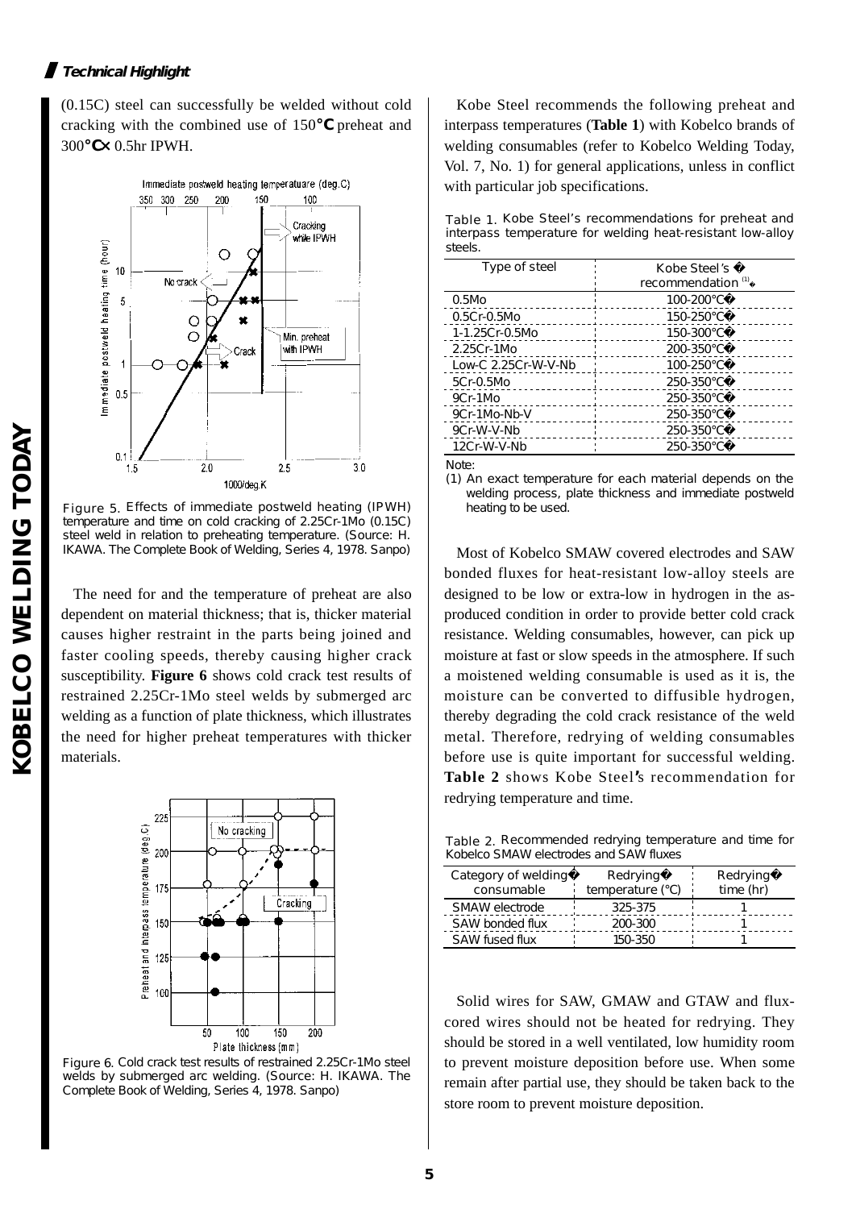(0.15C) steel can successfully be welded without cold cracking with the combined use of 150°C preheat and 300°C× 0.5hr IPWH.

Figure 5. Effects of immediate postweld heating (IPWH) temperature and time on cold cracking of 2.25Cr-1Mo (0.15C) steel weld in relation to preheating temperature. (Source: H. IKAWA. The Complete Book of Welding, Series 4, 1978. Sanpo)

The need for and the temperature of preheat are also dependent on material thickness; that is, thicker material causes higher restraint in the parts being joined and faster cooling speeds, thereby causing higher crack susceptibility. **Figure 6** shows cold crack test results of restrained 2.25Cr-1Mo steel welds by submerged arc welding as a function of plate thickness, which illustrates the need for higher preheat temperatures with thicker materials.

Figure 6. Cold crack test results of restrained 2.25Cr-1Mo steel welds by submerged arc welding. (Source: H. IKAWA. The Complete Book of Welding, Series 4, 1978. Sanpo)

Kobe Steel recommends the following preheat and interpass temperatures (**Table 1**) with Kobelco brands of welding consumables (refer to Kobelco Welding Today, Vol. 7, No. 1) for general applications, unless in conflict with particular job specifications.

Table 1. Kobe Steel's recommendations for preheat and interpass temperature for welding heat-resistant low-alloy steels.

| Type of steel | Kobe Steel's recommendation [(1)] |
|---|---|
| 0.5Mo | 100-200°C |
| 0.5Cr-0.5Mo | 150-250°C |
| 1-1.25Cr-0.5Mo | 150-300°C |
| 2.25Cr-1Mo | 200-350°C |
| Low-C 2.25Cr-W-V-Nb | 100-250°C |
| 5Cr-0.5Mo | 250-350°C |
| 9Cr-1Mo | 250-350°C |
| 9Cr-1Mo-Nb-V | 250-350°C |
| 9Cr-W-V-Nb | 250-350°C |
| 12Cr-W-V-Nb | 250-350°C |

Note:
(1) An exact temperature for each material depends on the welding process, plate thickness and immediate postweld heating to be used.

Most of Kobelco SMAW covered electrodes and SAW bonded fluxes for heat-resistant low-alloy steels are designed to be low or extra-low in hydrogen in the as-produced condition in order to provide better cold crack resistance. Welding consumables, however, can pick up moisture at fast or slow speeds in the atmosphere. If such a moistened welding consumable is used as it is, the moisture can be converted to diffusible hydrogen, thereby degrading the cold crack resistance of the weld metal. Therefore, redrying of welding consumables before use is quite important for successful welding. **Table 2** shows Kobe Steel's recommendation for redrying temperature and time.

Table 2. Recommended redrying temperature and time for Kobelco SMAW electrodes and SAW fluxes

| Category of welding consumable | Redrying temperature (°C) | Redrying time (hr) |
|---|---|---|
| SMAW electrode | 325-375 | 1 |
| SAW bonded flux | 200-300 | 1 |
| SAW fused flux | 150-350 | 1 |

Solid wires for SAW, GMAW and GTAW and flux-cored wires should not be heated for redrying. They should be stored in a well ventilated, low humidity room to prevent moisture deposition before use. When some remain after partial use, they should be taken back to the store room to prevent moisture deposition.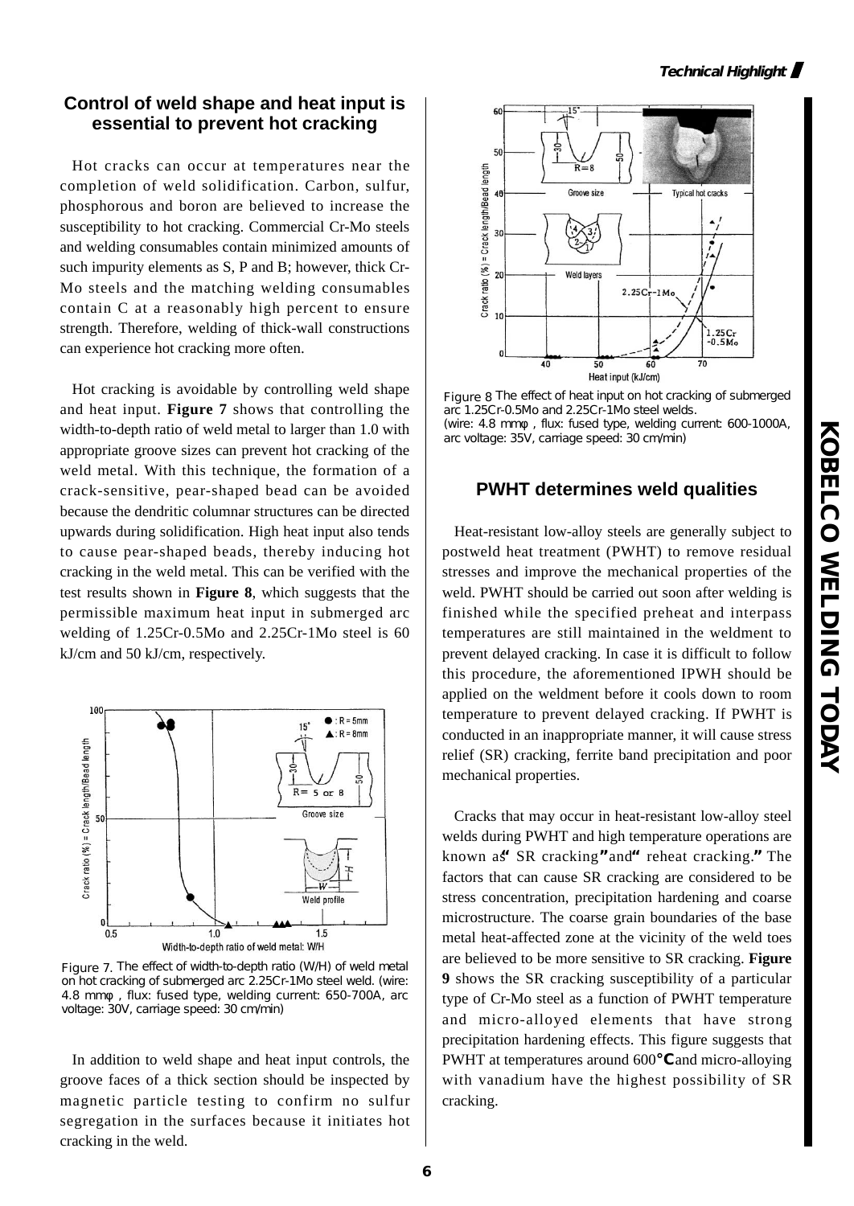## Control of weld shape and heat input is essential to prevent hot cracking

Hot cracks can occur at temperatures near the completion of weld solidification. Carbon, sulfur, phosphorous and boron are believed to increase the susceptibility to hot cracking. Commercial Cr-Mo steels and welding consumables contain minimized amounts of such impurity elements as S, P and B; however, thick Cr-Mo steels and the matching welding consumables contain C at a reasonably high percent to ensure strength. Therefore, welding of thick-wall constructions can experience hot cracking more often.

Hot cracking is avoidable by controlling weld shape and heat input. **Figure 7** shows that controlling the width-to-depth ratio of weld metal to larger than 1.0 with appropriate groove sizes can prevent hot cracking of the weld metal. With this technique, the formation of a crack-sensitive, pear-shaped bead can be avoided because the dendritic columnar structures can be directed upwards during solidification. High heat input also tends to cause pear-shaped beads, thereby inducing hot cracking in the weld metal. This can be verified with the test results shown in **Figure 8**, which suggests that the permissible maximum heat input in submerged arc welding of 1.25Cr-0.5Mo and 2.25Cr-1Mo steel is 60 kJ/cm and 50 kJ/cm, respectively.

Figure 7. The effect of width-to-depth ratio (W/H) of weld metal on hot cracking of submerged arc 2.25Cr-1Mo steel weld. (wire: 4.8 mmφ, flux: fused type, welding current: 650-700A, arc voltage: 30V, carriage speed: 30 cm/min)

In addition to weld shape and heat input controls, the groove faces of a thick section should be inspected by magnetic particle testing to confirm no sulfur segregation in the surfaces because it initiates hot cracking in the weld.

Figure 8 The effect of heat input on hot cracking of submerged arc 1.25Cr-0.5Mo and 2.25Cr-1Mo steel welds. (wire: 4.8 mmφ, flux: fused type, welding current: 600-1000A, arc voltage: 35V, carriage speed: 30 cm/min)

## PWHT determines weld qualities

Heat-resistant low-alloy steels are generally subject to postweld heat treatment (PWHT) to remove residual stresses and improve the mechanical properties of the weld. PWHT should be carried out soon after welding is finished while the specified preheat and interpass temperatures are still maintained in the weldment to prevent delayed cracking. In case it is difficult to follow this procedure, the aforementioned IPWH should be applied on the weldment before it cools down to room temperature to prevent delayed cracking. If PWHT is conducted in an inappropriate manner, it will cause stress relief (SR) cracking, ferrite band precipitation and poor mechanical properties.

Cracks that may occur in heat-resistant low-alloy steel welds during PWHT and high temperature operations are known as "SR cracking" and "reheat cracking." The factors that can cause SR cracking are considered to be stress concentration, precipitation hardening and coarse microstructure. The coarse grain boundaries of the base metal heat-affected zone at the vicinity of the weld toes are believed to be more sensitive to SR cracking. **Figure 9** shows the SR cracking susceptibility of a particular type of Cr-Mo steel as a function of PWHT temperature and micro-alloyed elements that have strong precipitation hardening effects. This figure suggests that PWHT at temperatures around 600°C and micro-alloying with vanadium have the highest possibility of SR cracking.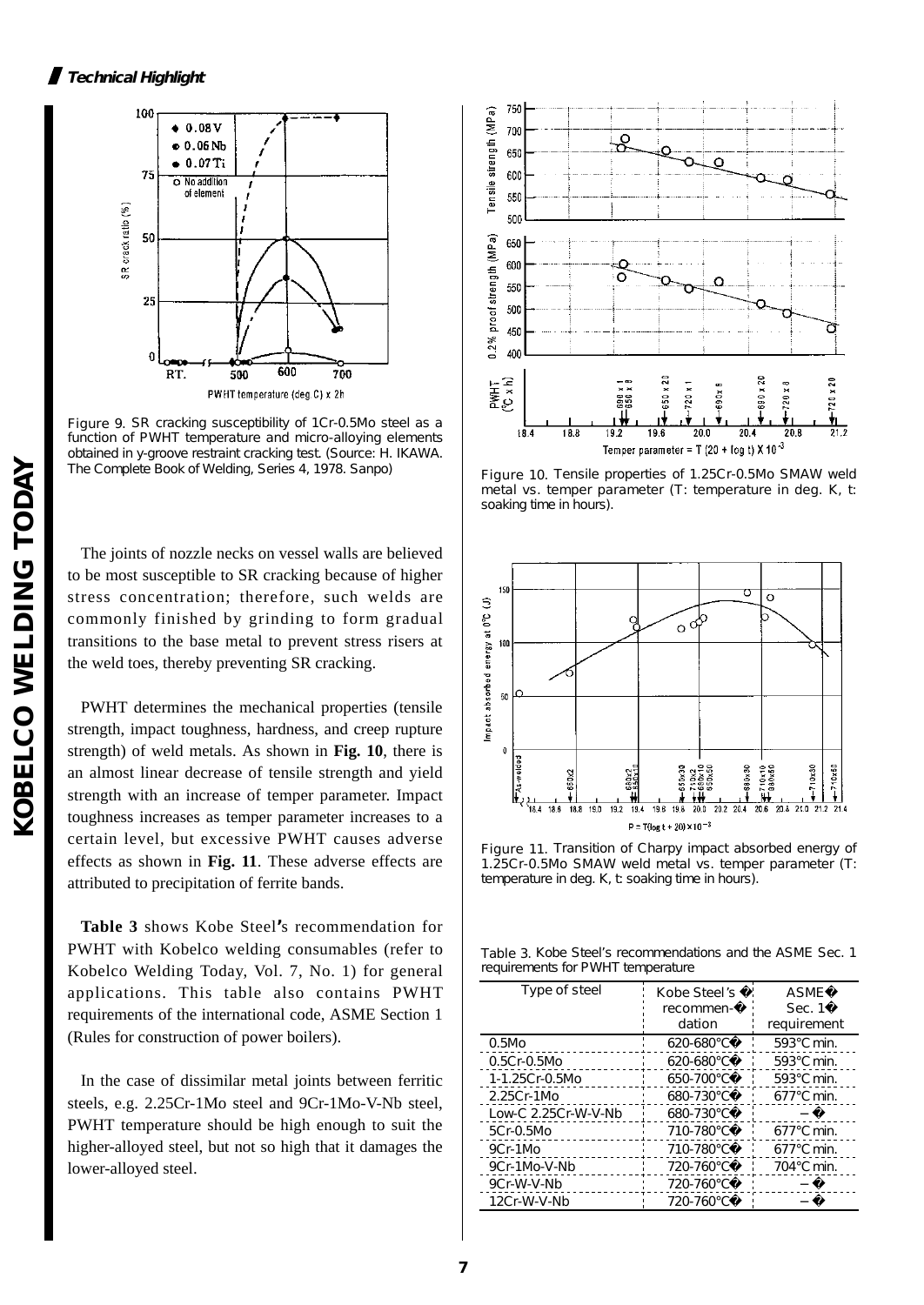Figure 9. SR cracking susceptibility of 1Cr-0.5Mo steel as a function of PWHT temperature and micro-alloying elements obtained in y-groove restraint cracking test. (Source: H. IKAWA. The Complete Book of Welding, Series 4, 1978. Sanpo)

The joints of nozzle necks on vessel walls are believed to be most susceptible to SR cracking because of higher stress concentration; therefore, such welds are commonly finished by grinding to form gradual transitions to the base metal to prevent stress risers at the weld toes, thereby preventing SR cracking.

PWHT determines the mechanical properties (tensile strength, impact toughness, hardness, and creep rupture strength) of weld metals. As shown in **Fig. 10**, there is an almost linear decrease of tensile strength and yield strength with an increase of temper parameter. Impact toughness increases as temper parameter increases to a certain level, but excessive PWHT causes adverse effects as shown in **Fig. 11**. These adverse effects are attributed to precipitation of ferrite bands.

**Table 3** shows Kobe Steel's recommendation for PWHT with Kobelco welding consumables (refer to Kobelco Welding Today, Vol. 7, No. 1) for general applications. This table also contains PWHT requirements of the international code, ASME Section 1 (Rules for construction of power boilers).

In the case of dissimilar metal joints between ferritic steels, e.g. 2.25Cr-1Mo steel and 9Cr-1Mo-V-Nb steel, PWHT temperature should be high enough to suit the higher-alloyed steel, but not so high that it damages the lower-alloyed steel.

Figure 10. Tensile properties of 1.25Cr-0.5Mo SMAW weld metal vs. temper parameter (T: temperature in deg. K, t: soaking time in hours).

Figure 11. Transition of Charpy impact absorbed energy of 1.25Cr-0.5Mo SMAW weld metal vs. temper parameter (T: temperature in deg. K, t: soaking time in hours).

Table 3. Kobe Steel's recommendations and the ASME Sec. 1 requirements for PWHT temperature

| Type of steel | Kobe Steel's recommendation | ASME Sec. 1 requirement |
|---|---|---|
| 0.5Mo | 620-680°C | 593°C min. |
| 0.5Cr-0.5Mo | 620-680°C | 593°C min. |
| 1-1.25Cr-0.5Mo | 650-700°C | 593°C min. |
| 2.25Cr-1Mo | 680-730°C | 677°C min. |
| Low-C 2.25Cr-W-V-Nb | 680-730°C | — |
| 5Cr-0.5Mo | 710-780°C | 677°C min. |
| 9Cr-1Mo | 710-780°C | 677°C min. |
| 9Cr-1Mo-V-Nb | 720-760°C | 704°C min. |
| 9Cr-W-V-Nb | 720-760°C | — |
| 12Cr-W-V-Nb | 720-760°C | — |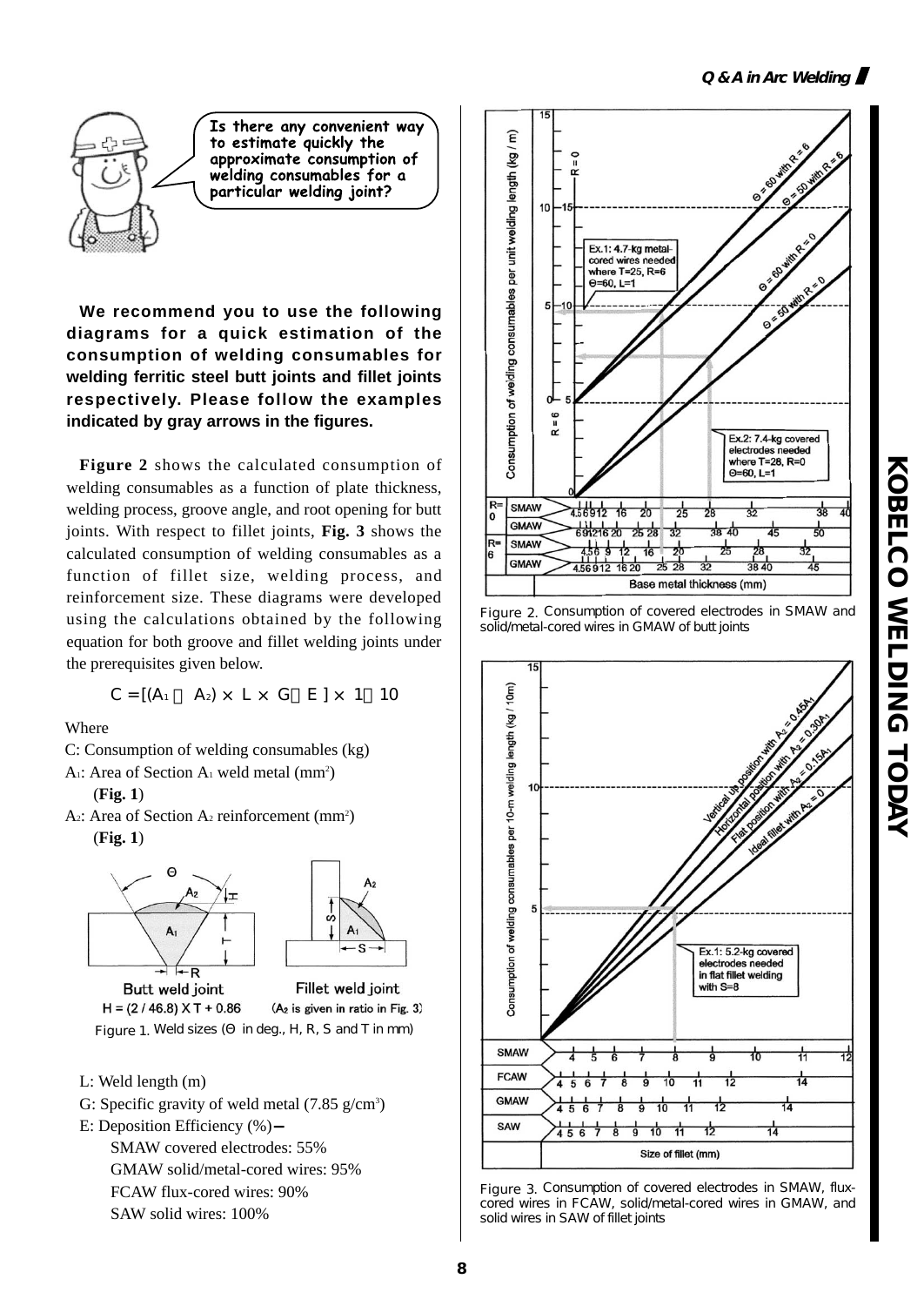Is there any convenient way to estimate quickly the approximate consumption of welding consumables for a particular welding joint?

**We recommend you to use the following diagrams for a quick estimation of the consumption of welding consumables for welding ferritic steel butt joints and fillet joints respectively. Please follow the examples indicated by gray arrows in the figures.**

**Figure 2** shows the calculated consumption of welding consumables as a function of plate thickness, welding process, groove angle, and root opening for butt joints. With respect to fillet joints, **Fig. 3** shows the calculated consumption of welding consumables as a function of fillet size, welding process, and reinforcement size. These diagrams were developed using the calculations obtained by the following equation for both groove and fillet welding joints under the prerequisites given below.

$$C = [(A_1 + A_2) \times L \times G \div E] \times 1/10$$

Where

C: Consumption of welding consumables (kg)

$A_1$: Area of Section $A_1$ weld metal (mm[2]) (**Fig. 1**)

$A_2$: Area of Section $A_2$ reinforcement (mm[2]) (**Fig. 1**)

Butt weld joint: $H = (2 / 46.8) \times T + 0.86$

Fillet weld joint: ($A_2$ is given in ratio in Fig. 3)

Figure 1. Weld sizes (Θ in deg., H, R, S and T in mm)

L: Weld length (m)

G: Specific gravity of weld metal (7.85 g/cm[3])

E: Deposition Efficiency (%)—

- SMAW covered electrodes: 55%
- GMAW solid/metal-cored wires: 95%
- FCAW flux-cored wires: 90%
- SAW solid wires: 100%

Figure 2. Consumption of covered electrodes in SMAW and solid/metal-cored wires in GMAW of butt joints

Figure 3. Consumption of covered electrodes in SMAW, flux-cored wires in FCAW, solid/metal-cored wires in GMAW, and solid wires in SAW of fillet joints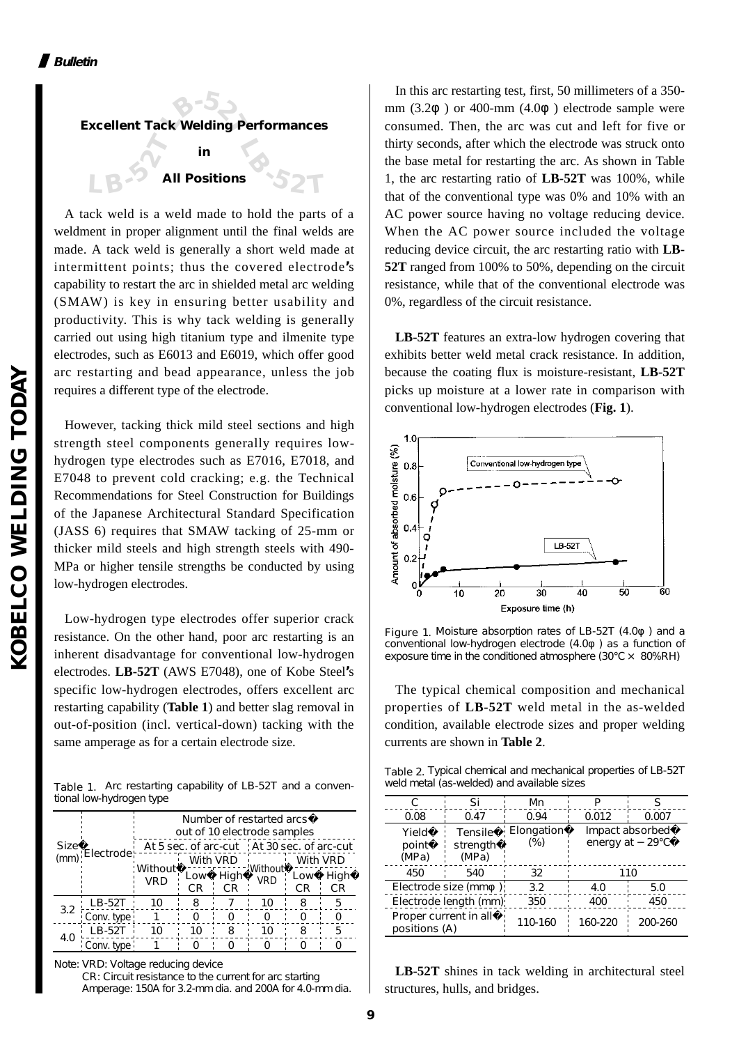## Excellent Tack Welding Performances in All Positions

A tack weld is a weld made to hold the parts of a weldment in proper alignment until the final welds are made. A tack weld is generally a short weld made at intermittent points; thus the covered electrode's capability to restart the arc in shielded metal arc welding (SMAW) is key in ensuring better usability and productivity. This is why tack welding is generally carried out using high titanium type and ilmenite type electrodes, such as E6013 and E6019, which offer good arc restarting and bead appearance, unless the job requires a different type of the electrode.

However, tacking thick mild steel sections and high strength steel components generally requires low-hydrogen type electrodes such as E7016, E7018, and E7048 to prevent cold cracking; e.g. the Technical Recommendations for Steel Construction for Buildings of the Japanese Architectural Standard Specification (JASS 6) requires that SMAW tacking of 25-mm or thicker mild steels and high strength steels with 490-MPa or higher tensile strengths be conducted by using low-hydrogen electrodes.

Low-hydrogen type electrodes offer superior crack resistance. On the other hand, poor arc restarting is an inherent disadvantage for conventional low-hydrogen electrodes. **LB-52T** (AWS E7048), one of Kobe Steel's specific low-hydrogen electrodes, offers excellent arc restarting capability (**Table 1**) and better slag removal in out-of-position (incl. vertical-down) tacking with the same amperage as for a certain electrode size.

Table 1. Arc restarting capability of LB-52T and a conventional low-hydrogen type

| Size (mm) | Electrode | Number of restarted arcs out of 10 electrode samples | | | | | |
|---|---|---|---|---|---|---|---|
| | | At 5 sec. of arc-cut | | | At 30 sec. of arc-cut | | |
| | | Without VRD | With VRD | | Without VRD | With VRD | |
| | | | Low CR | High CR | | Low CR | High CR |
| 3.2 | LB-52T | 10 | 8 | 7 | 10 | 8 | 5 |
| | Conv. type | 1 | 0 | 0 | 0 | 0 | 0 |
| 4.0 | LB-52T | 10 | 10 | 8 | 10 | 8 | 5 |
| | Conv. type | 1 | 0 | 0 | 0 | 0 | 0 |

Note: VRD: Voltage reducing device
CR: Circuit resistance to the current for arc starting
Amperage: 150A for 3.2-mm dia. and 200A for 4.0-mm dia.

In this arc restarting test, first, 50 millimeters of a 350-mm (3.2φ) or 400-mm (4.0φ) electrode sample were consumed. Then, the arc was cut and left for five or thirty seconds, after which the electrode was struck onto the base metal for restarting the arc. As shown in Table 1, the arc restarting ratio of **LB-52T** was 100%, while that of the conventional type was 0% and 10% with an AC power source having no voltage reducing device. When the AC power source included the voltage reducing device circuit, the arc restarting ratio with **LB-52T** ranged from 100% to 50%, depending on the circuit resistance, while that of the conventional electrode was 0%, regardless of the circuit resistance.

**LB-52T** features an extra-low hydrogen covering that exhibits better weld metal crack resistance. In addition, because the coating flux is moisture-resistant, **LB-52T** picks up moisture at a lower rate in comparison with conventional low-hydrogen electrodes (**Fig. 1**).

Figure 1. Moisture absorption rates of LB-52T (4.0φ) and a conventional low-hydrogen electrode (4.0φ) as a function of exposure time in the conditioned atmosphere (30℃ × 80%RH)

The typical chemical composition and mechanical properties of **LB-52T** weld metal in the as-welded condition, available electrode sizes and proper welding currents are shown in **Table 2**.

Table 2. Typical chemical and mechanical properties of LB-52T weld metal (as-welded) and available sizes

| C | Si | Mn | P | S |
|---|---|---|---|---|
| 0.08 | 0.47 | 0.94 | 0.012 | 0.007 |
| Yield point (MPa) | Tensile strength (MPa) | Elongation (%) | Impact absorbed energy at −29℃ | |
| 450 | 540 | 32 | 110 | |
| Electrode size (mmφ) | | 3.2 | 4.0 | 5.0 |
| Electrode length (mm) | | 350 | 400 | 450 |
| Proper current in all positions (A) | | 110-160 | 160-220 | 200-260 |

**LB-52T** shines in tack welding in architectural steel structures, hulls, and bridges.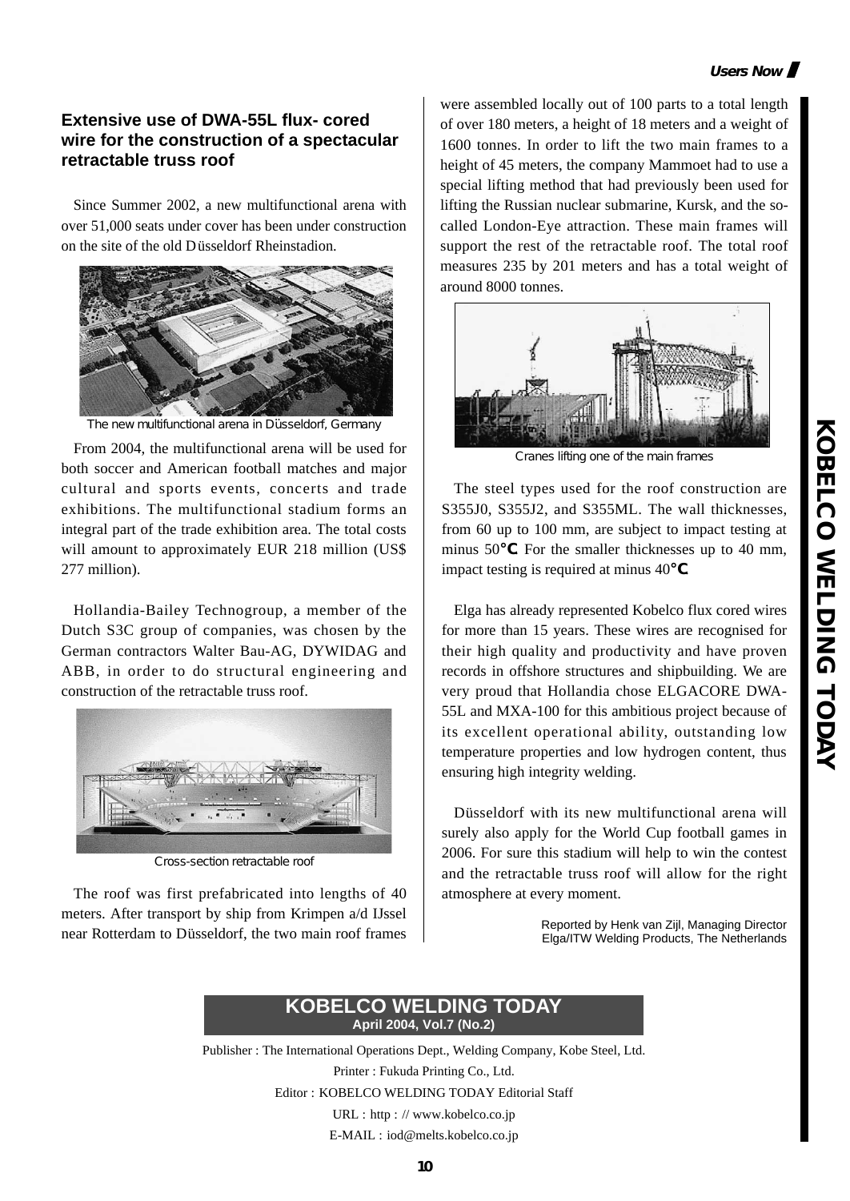### Extensive use of DWA-55L flux- cored wire for the construction of a spectacular retractable truss roof

Since Summer 2002, a new multifunctional arena with over 51,000 seats under cover has been under construction on the site of the old Düsseldorf Rheinstadion.

The new multifunctional arena in Düsseldorf, Germany

From 2004, the multifunctional arena will be used for both soccer and American football matches and major cultural and sports events, concerts and trade exhibitions. The multifunctional stadium forms an integral part of the trade exhibition area. The total costs will amount to approximately EUR 218 million (US$ 277 million).

Hollandia-Bailey Technogroup, a member of the Dutch S3C group of companies, was chosen by the German contractors Walter Bau-AG, DYWIDAG and ABB, in order to do structural engineering and construction of the retractable truss roof.

Cross-section retractable roof

The roof was first prefabricated into lengths of 40 meters. After transport by ship from Krimpen a/d IJssel near Rotterdam to Düsseldorf, the two main roof frames were assembled locally out of 100 parts to a total length of over 180 meters, a height of 18 meters and a weight of 1600 tonnes. In order to lift the two main frames to a height of 45 meters, the company Mammoet had to use a special lifting method that had previously been used for lifting the Russian nuclear submarine, Kursk, and the so-called London-Eye attraction. These main frames will support the rest of the retractable roof. The total roof measures 235 by 201 meters and has a total weight of around 8000 tonnes.

Cranes lifting one of the main frames

The steel types used for the roof construction are S355J0, S355J2, and S355ML. The wall thicknesses, from 60 up to 100 mm, are subject to impact testing at minus 50°C. For the smaller thicknesses up to 40 mm, impact testing is required at minus 40°C.

Elga has already represented Kobelco flux cored wires for more than 15 years. These wires are recognised for their high quality and productivity and have proven records in offshore structures and shipbuilding. We are very proud that Hollandia chose ELGACORE DWA-55L and MXA-100 for this ambitious project because of its excellent operational ability, outstanding low temperature properties and low hydrogen content, thus ensuring high integrity welding.

Düsseldorf with its new multifunctional arena will surely also apply for the World Cup football games in 2006. For sure this stadium will help to win the contest and the retractable truss roof will allow for the right atmosphere at every moment.

Reported by Henk van Zijl, Managing Director
Elga/ITW Welding Products, The Netherlands

**KOBELCO WELDING TODAY**
**April 2004, Vol.7 (No.2)**

Publisher : The International Operations Dept., Welding Company, Kobe Steel, Ltd.
Printer : Fukuda Printing Co., Ltd.
Editor : KOBELCO WELDING TODAY Editorial Staff
URL : http : // www.kobelco.co.jp
E-MAIL : iod@melts.kobelco.co.jp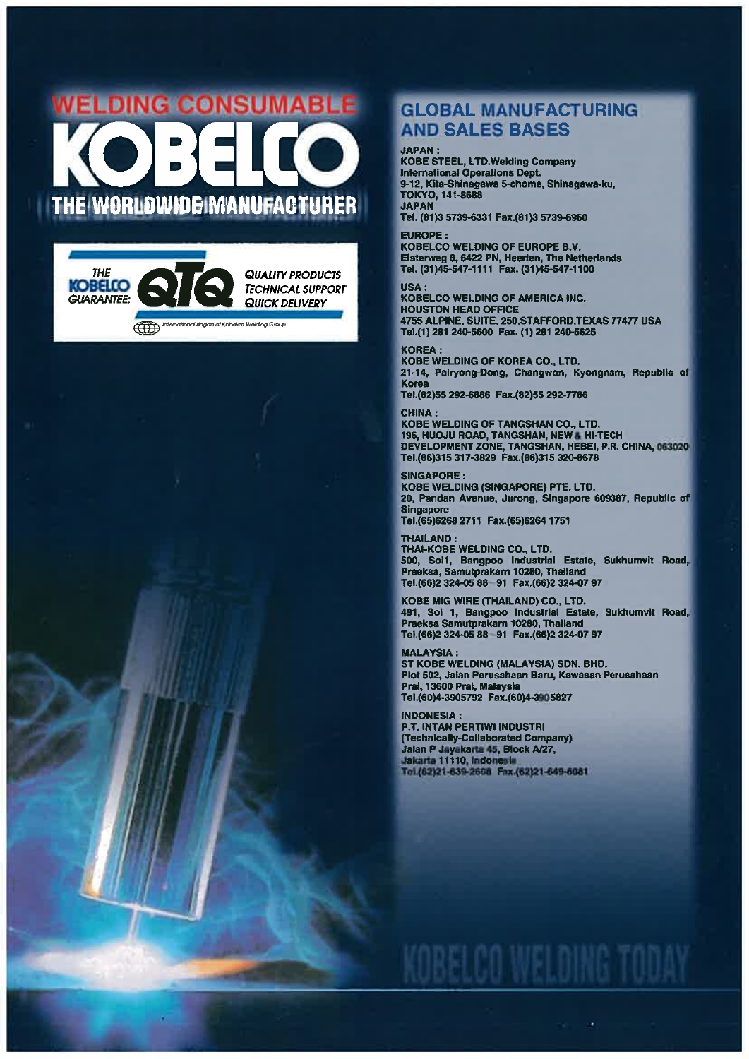# WELDING CONSUMABLE KOBELCO

## THE WORLDWIDE MANUFACTURER

THE KOBELCO GUARANTEE: QTQ — QUALITY PRODUCTS, TECHNICAL SUPPORT, QUICK DELIVERY

International slogan of Kobelco Welding Group

## GLOBAL MANUFACTURING AND SALES BASES

**JAPAN :**
KOBE STEEL, LTD.Welding Company
International Operations Dept.
9-12, Kita-Shinagawa 5-chome, Shinagawa-ku,
TOKYO, 141-8688
JAPAN
Tel. (81)3 5739-6331 Fax.(81)3 5739-6960

**EUROPE :**
KOBELCO WELDING OF EUROPE B.V.
Eisterweg 8, 6422 PN, Heerlen, The Netherlands
Tel. (31)45-547-1111 Fax. (31)45-547-1100

**USA :**
KOBELCO WELDING OF AMERICA INC.
HOUSTON HEAD OFFICE
4755 ALPINE, SUITE, 250,STAFFORD,TEXAS 77477 USA
Tel.(1) 281 240-5600 Fax. (1) 281 240-5625

**KOREA :**
KOBE WELDING OF KOREA CO., LTD.
21-14, Palryong-Dong, Changwon, Kyongnam, Republic of Korea
Tel.(82)55 292-6886 Fax.(82)55 292-7786

**CHINA :**
KOBE WELDING OF TANGSHAN CO., LTD.
196, HUOJU ROAD, TANGSHAN, NEW & HI-TECH DEVELOPMENT ZONE, TANGSHAN, HEBEI, P.R. CHINA, 063020
Tel.(86)315 317-3829 Fax.(86)315 320-8678

**SINGAPORE :**
KOBE WELDING (SINGAPORE) PTE. LTD.
20, Pandan Avenue, Jurong, Singapore 609387, Republic of Singapore
Tel.(65)6268 2711 Fax.(65)6264 1751

**THAILAND :**
THAI-KOBE WELDING CO., LTD.
500, Soi1, Bangpoo Industrial Estate, Sukhumvit Road, Praeksa, Samutprakarn 10280, Thailand
Tel.(66)2 324-05 88 - 91 Fax.(66)2 324-07 97

KOBE MIG WIRE (THAILAND) CO., LTD.
491, Soi 1, Bangpoo Industrial Estate, Sukhumvit Road, Praeksa Samutprakarn 10280, Thailand
Tel.(66)2 324-05 88 - 91 Fax.(66)2 324-07 97

**MALAYSIA :**
ST KOBE WELDING (MALAYSIA) SDN. BHD.
Plot 502, Jalan Perusahaan Baru, Kawasan Perusahaan Prai, 13600 Prai, Malaysia
Tel.(60)4-3905792 Fax.(60)4-3905827

**INDONESIA :**
P.T. INTAN PERTIWI INDUSTRI
(Technically-Collaborated Company)
Jalan P Jayakarta 45, Block A/27,
Jakarta 11110, Indonesia
Tel.(62)21-639-2608 Fax.(62)21-649-6081

KOBELCO WELDING TODAY